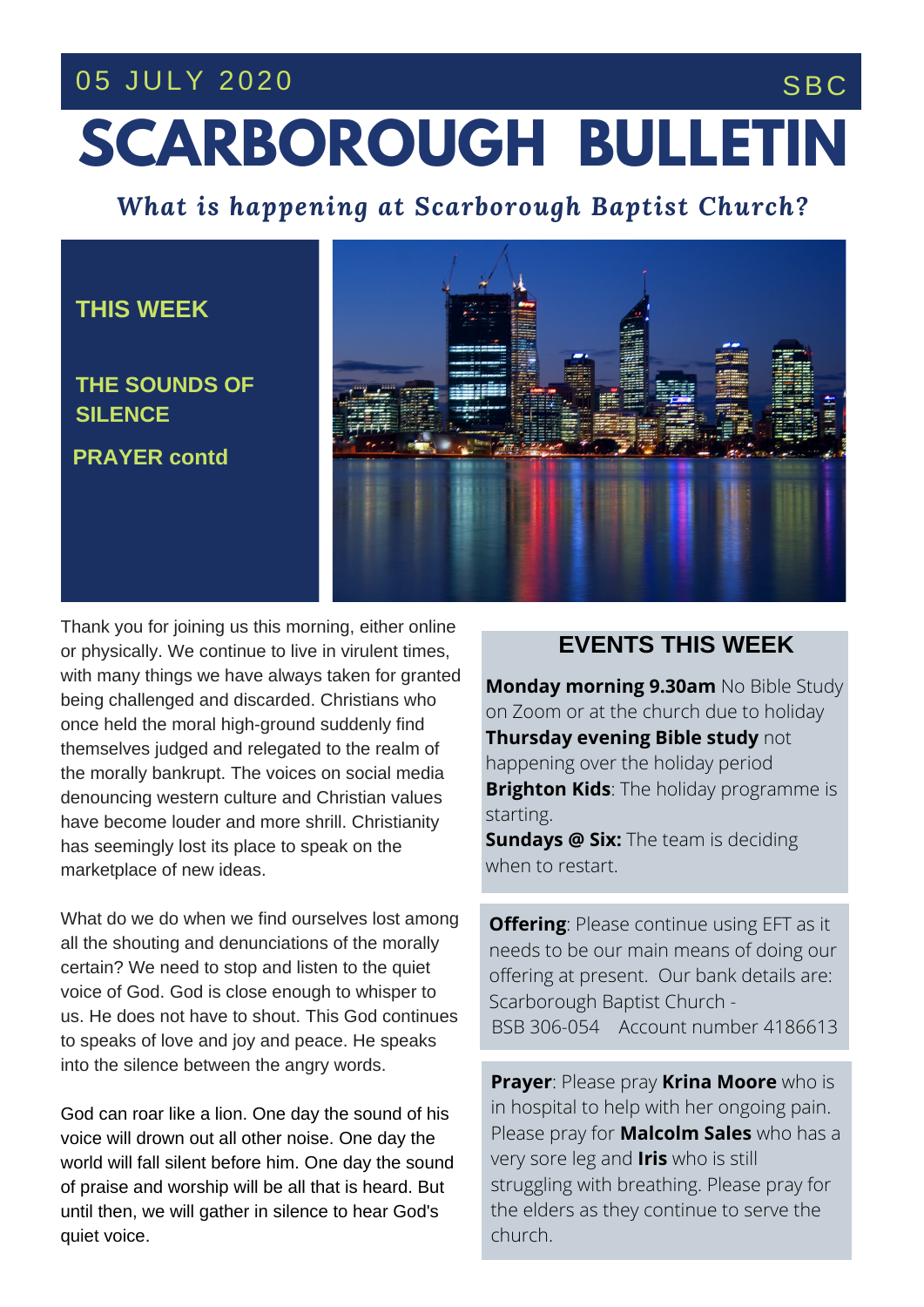05 JULY 2020 SBC

# SCARBOROUGH BULLETIN

***What is happening at Scarborough Baptist Church?***

**THIS WEEK**

**THE SOUNDS OF SILENCE**

**PRAYER contd**

Thank you for joining us this morning, either online or physically. We continue to live in virulent times, with many things we have always taken for granted being challenged and discarded. Christians who once held the moral high-ground suddenly find themselves judged and relegated to the realm of the morally bankrupt. The voices on social media denouncing western culture and Christian values have become louder and more shrill. Christianity has seemingly lost its place to speak on the marketplace of new ideas.

What do we do when we find ourselves lost among all the shouting and denunciations of the morally certain? We need to stop and listen to the quiet voice of God. God is close enough to whisper to us. He does not have to shout. This God continues to speaks of love and joy and peace. He speaks into the silence between the angry words.

God can roar like a lion. One day the sound of his voice will drown out all other noise. One day the world will fall silent before him. One day the sound of praise and worship will be all that is heard. But until then, we will gather in silence to hear God's quiet voice.

## EVENTS THIS WEEK

**Monday morning 9.30am** No Bible Study on Zoom or at the church due to holiday
**Thursday evening Bible study** not happening over the holiday period
**Brighton Kids**: The holiday programme is starting.
**Sundays @ Six:** The team is deciding when to restart.

**Offering**: Please continue using EFT as it needs to be our main means of doing our offering at present. Our bank details are: Scarborough Baptist Church - BSB 306-054 Account number 4186613

**Prayer**: Please pray **Krina Moore** who is in hospital to help with her ongoing pain. Please pray for **Malcolm Sales** who has a very sore leg and **Iris** who is still struggling with breathing. Please pray for the elders as they continue to serve the church.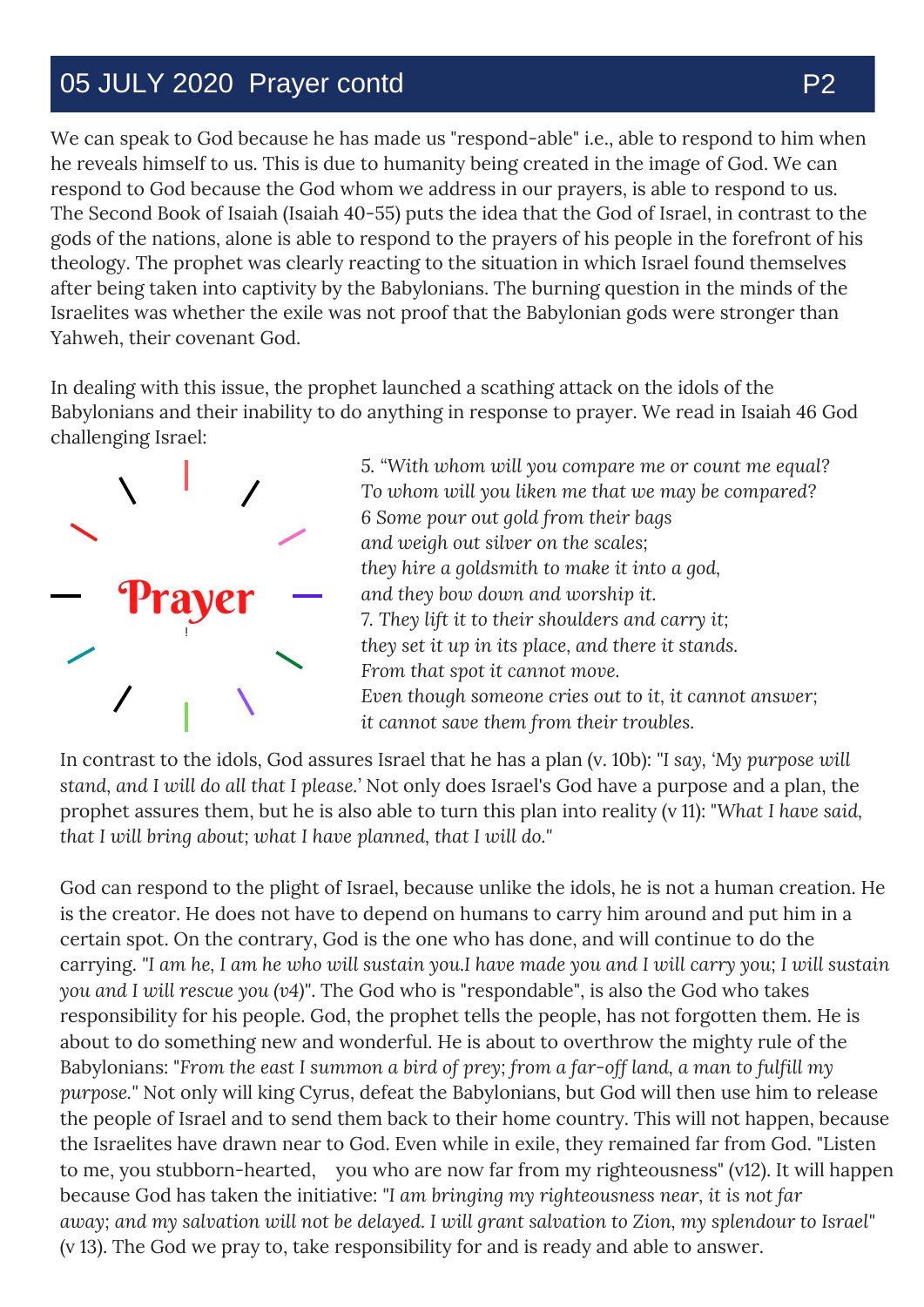# 05 JULY 2020 Prayer contd

We can speak to God because he has made us "respond-able" i.e., able to respond to him when he reveals himself to us. This is due to humanity being created in the image of God. We can respond to God because the God whom we address in our prayers, is able to respond to us. The Second Book of Isaiah (Isaiah 40-55) puts the idea that the God of Israel, in contrast to the gods of the nations, alone is able to respond to the prayers of his people in the forefront of his theology. The prophet was clearly reacting to the situation in which Israel found themselves after being taken into captivity by the Babylonians. The burning question in the minds of the Israelites was whether the exile was not proof that the Babylonian gods were stronger than Yahweh, their covenant God.

In dealing with this issue, the prophet launched a scathing attack on the idols of the Babylonians and their inability to do anything in response to prayer. We read in Isaiah 46 God challenging Israel:

Prayer

*5. "With whom will you compare me or count me equal?*
*To whom will you liken me that we may be compared?*
*6 Some pour out gold from their bags*
*and weigh out silver on the scales;*
*they hire a goldsmith to make it into a god,*
*and they bow down and worship it.*
*7. They lift it to their shoulders and carry it;*
*they set it up in its place, and there it stands.*
*From that spot it cannot move.*
*Even though someone cries out to it, it cannot answer;*
*it cannot save them from their troubles.*

In contrast to the idols, God assures Israel that he has a plan (v. 10b): "*I say, 'My purpose will stand, and I will do all that I please.'* Not only does Israel's God have a purpose and a plan, the prophet assures them, but he is also able to turn this plan into reality (v 11): "*What I have said, that I will bring about; what I have planned, that I will do.*"

God can respond to the plight of Israel, because unlike the idols, he is not a human creation. He is the creator. He does not have to depend on humans to carry him around and put him in a certain spot. On the contrary, God is the one who has done, and will continue to do the carrying. "*I am he, I am he who will sustain you.I have made you and I will carry you; I will sustain you and I will rescue you (v4)*". The God who is "respondable", is also the God who takes responsibility for his people. God, the prophet tells the people, has not forgotten them. He is about to do something new and wonderful. He is about to overthrow the mighty rule of the Babylonians: "*From the east I summon a bird of prey; from a far-off land, a man to fulfill my purpose.*" Not only will king Cyrus, defeat the Babylonians, but God will then use him to release the people of Israel and to send them back to their home country. This will not happen, because the Israelites have drawn near to God. Even while in exile, they remained far from God. "Listen to me, you stubborn-hearted, you who are now far from my righteousness" (v12). It will happen because God has taken the initiative: "*I am bringing my righteousness near, it is not far away; and my salvation will not be delayed. I will grant salvation to Zion, my splendour to Israel*" (v 13). The God we pray to, take responsibility for and is ready and able to answer.